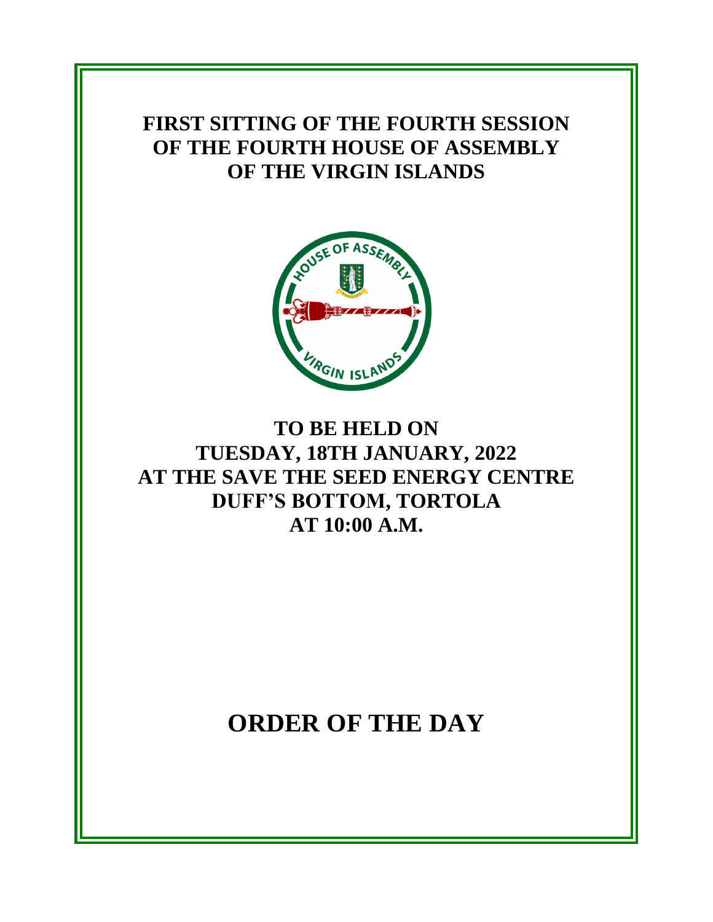# FIRST SITTING OF THE FOURTH SESSION OF THE FOURTH HOUSE OF ASSEMBLY OF THE VIRGIN ISLANDS

## TO BE HELD ON TUESDAY, 18TH JANUARY, 2022 AT THE SAVE THE SEED ENERGY CENTRE DUFF'S BOTTOM, TORTOLA AT 10:00 A.M.

# ORDER OF THE DAY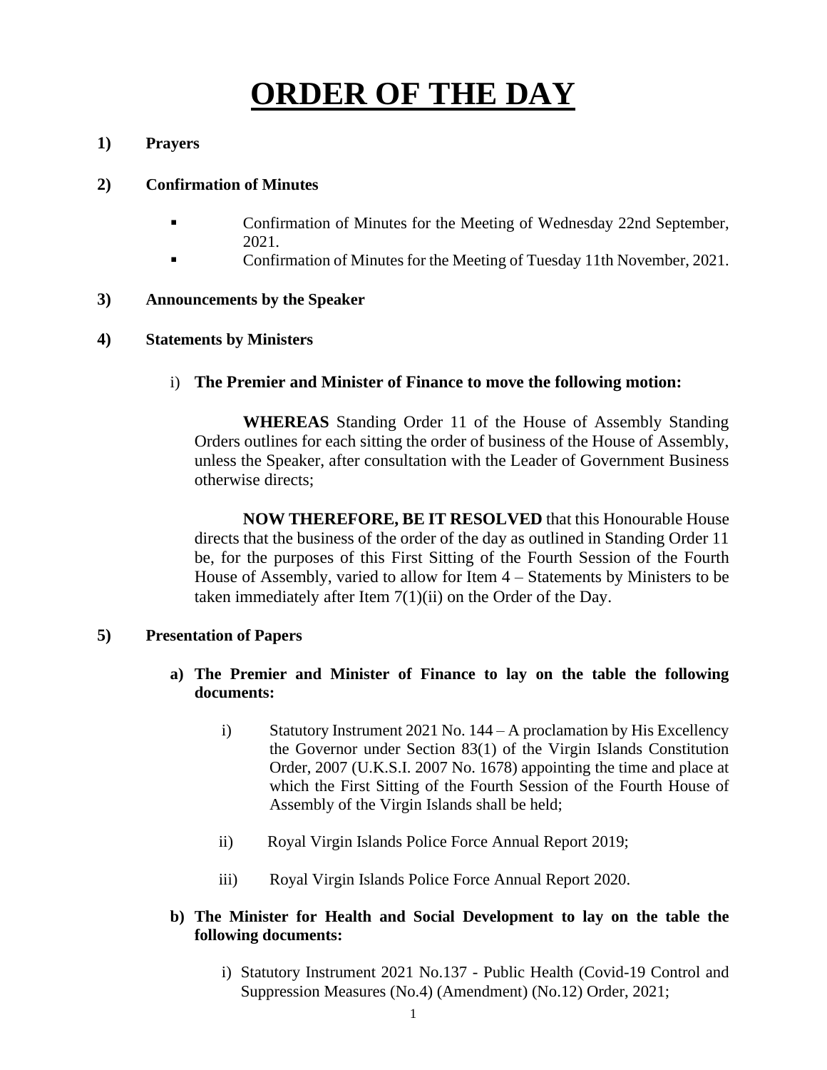# ORDER OF THE DAY

**1) Prayers**

**2) Confirmation of Minutes**

- Confirmation of Minutes for the Meeting of Wednesday 22nd September, 2021.
- Confirmation of Minutes for the Meeting of Tuesday 11th November, 2021.

**3) Announcements by the Speaker**

**4) Statements by Ministers**

i) **The Premier and Minister of Finance to move the following motion:**

**WHEREAS** Standing Order 11 of the House of Assembly Standing Orders outlines for each sitting the order of business of the House of Assembly, unless the Speaker, after consultation with the Leader of Government Business otherwise directs;

**NOW THEREFORE, BE IT RESOLVED** that this Honourable House directs that the business of the order of the day as outlined in Standing Order 11 be, for the purposes of this First Sitting of the Fourth Session of the Fourth House of Assembly, varied to allow for Item 4 – Statements by Ministers to be taken immediately after Item 7(1)(ii) on the Order of the Day.

**5) Presentation of Papers**

**a) The Premier and Minister of Finance to lay on the table the following documents:**

i) Statutory Instrument 2021 No. 144 – A proclamation by His Excellency the Governor under Section 83(1) of the Virgin Islands Constitution Order, 2007 (U.K.S.I. 2007 No. 1678) appointing the time and place at which the First Sitting of the Fourth Session of the Fourth House of Assembly of the Virgin Islands shall be held;

ii) Royal Virgin Islands Police Force Annual Report 2019;

iii) Royal Virgin Islands Police Force Annual Report 2020.

**b) The Minister for Health and Social Development to lay on the table the following documents:**

i) Statutory Instrument 2021 No.137 - Public Health (Covid-19 Control and Suppression Measures (No.4) (Amendment) (No.12) Order, 2021;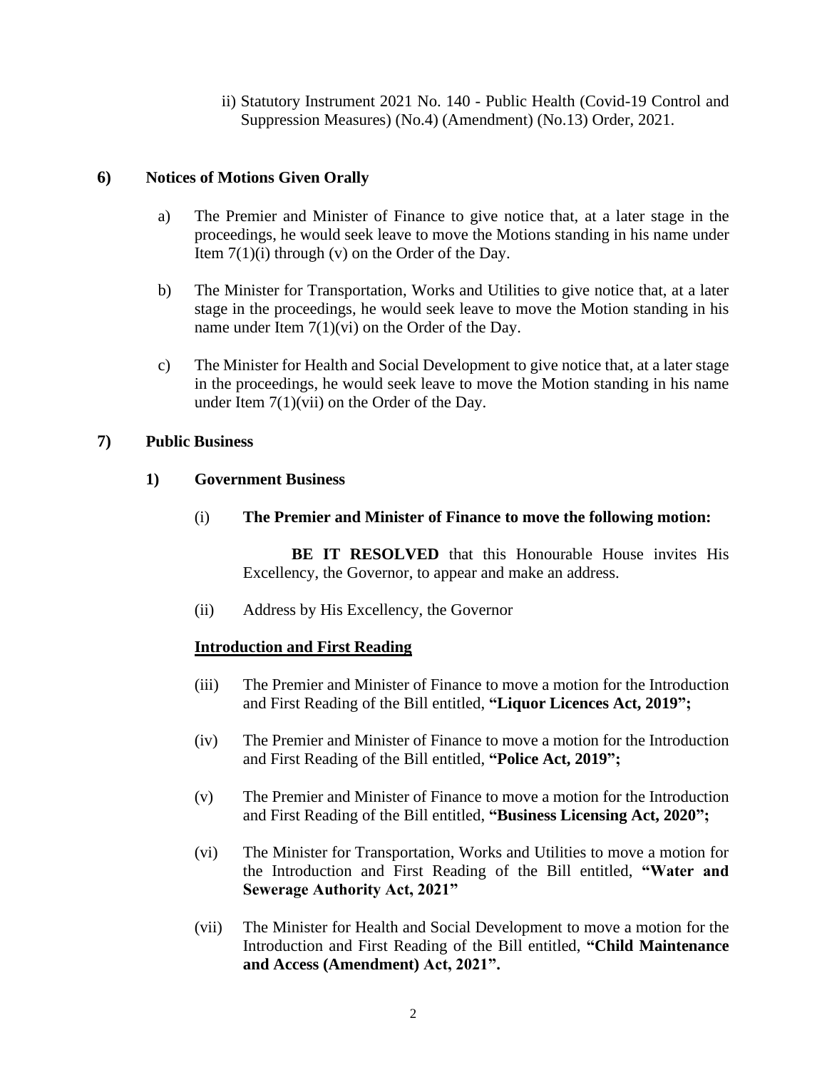ii) Statutory Instrument 2021 No. 140 - Public Health (Covid-19 Control and Suppression Measures) (No.4) (Amendment) (No.13) Order, 2021.

## 6) Notices of Motions Given Orally

a) The Premier and Minister of Finance to give notice that, at a later stage in the proceedings, he would seek leave to move the Motions standing in his name under Item 7(1)(i) through (v) on the Order of the Day.

b) The Minister for Transportation, Works and Utilities to give notice that, at a later stage in the proceedings, he would seek leave to move the Motion standing in his name under Item 7(1)(vi) on the Order of the Day.

c) The Minister for Health and Social Development to give notice that, at a later stage in the proceedings, he would seek leave to move the Motion standing in his name under Item 7(1)(vii) on the Order of the Day.

## 7) Public Business

### 1) Government Business

(i) **The Premier and Minister of Finance to move the following motion:**

**BE IT RESOLVED** that this Honourable House invites His Excellency, the Governor, to appear and make an address.

(ii) Address by His Excellency, the Governor

**Introduction and First Reading**

(iii) The Premier and Minister of Finance to move a motion for the Introduction and First Reading of the Bill entitled, **"Liquor Licences Act, 2019";**

(iv) The Premier and Minister of Finance to move a motion for the Introduction and First Reading of the Bill entitled, **"Police Act, 2019";**

(v) The Premier and Minister of Finance to move a motion for the Introduction and First Reading of the Bill entitled, **"Business Licensing Act, 2020";**

(vi) The Minister for Transportation, Works and Utilities to move a motion for the Introduction and First Reading of the Bill entitled, **"Water and Sewerage Authority Act, 2021"**

(vii) The Minister for Health and Social Development to move a motion for the Introduction and First Reading of the Bill entitled, **"Child Maintenance and Access (Amendment) Act, 2021".**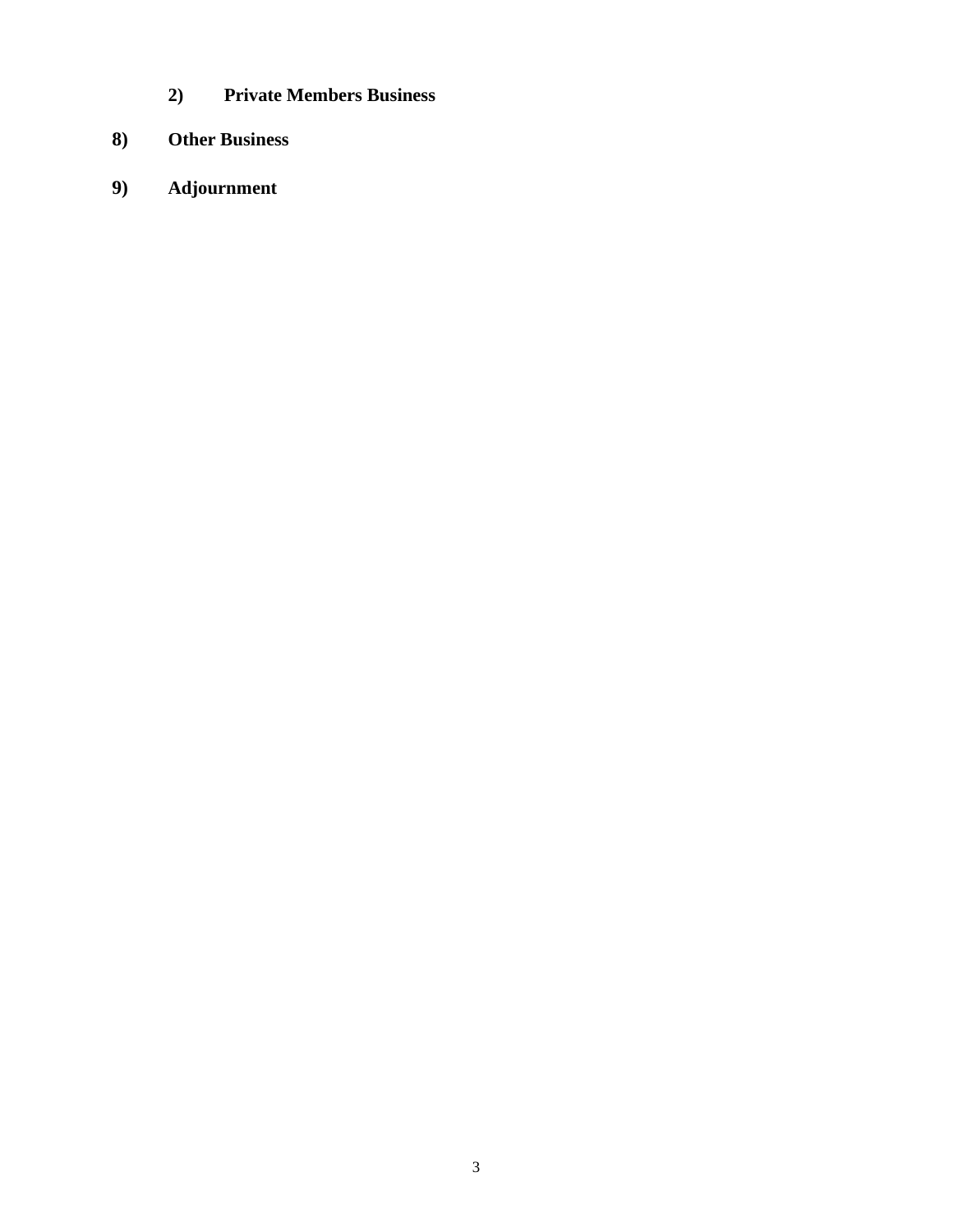**2) Private Members Business**

**8) Other Business**

**9) Adjournment**